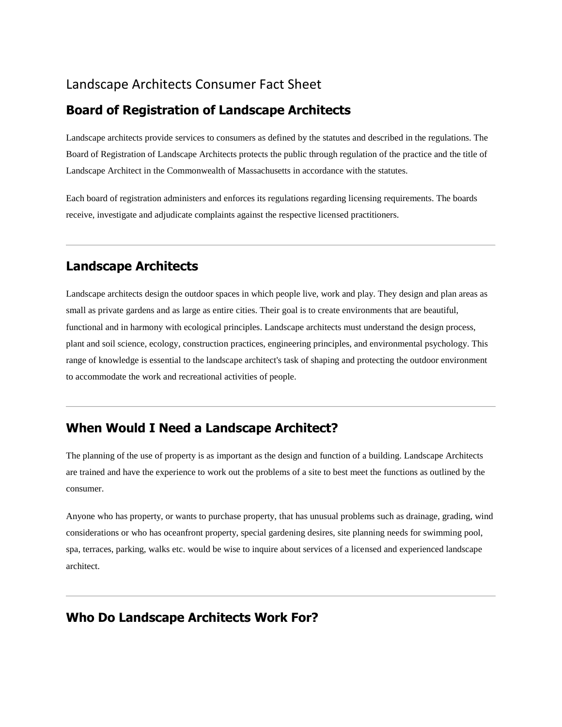# Landscape Architects Consumer Fact Sheet

## Board of Registration of Landscape Architects

Landscape architects provide services to consumers as defined by the statutes and described in the regulations. The Board of Registration of Landscape Architects protects the public through regulation of the practice and the title of Landscape Architect in the Commonwealth of Massachusetts in accordance with the statutes.

Each board of registration administers and enforces its regulations regarding licensing requirements. The boards receive, investigate and adjudicate complaints against the respective licensed practitioners.

---

## Landscape Architects

Landscape architects design the outdoor spaces in which people live, work and play. They design and plan areas as small as private gardens and as large as entire cities. Their goal is to create environments that are beautiful, functional and in harmony with ecological principles. Landscape architects must understand the design process, plant and soil science, ecology, construction practices, engineering principles, and environmental psychology. This range of knowledge is essential to the landscape architect's task of shaping and protecting the outdoor environment to accommodate the work and recreational activities of people.

---

## When Would I Need a Landscape Architect?

The planning of the use of property is as important as the design and function of a building. Landscape Architects are trained and have the experience to work out the problems of a site to best meet the functions as outlined by the consumer.

Anyone who has property, or wants to purchase property, that has unusual problems such as drainage, grading, wind considerations or who has oceanfront property, special gardening desires, site planning needs for swimming pool, spa, terraces, parking, walks etc. would be wise to inquire about services of a licensed and experienced landscape architect.

---

## Who Do Landscape Architects Work For?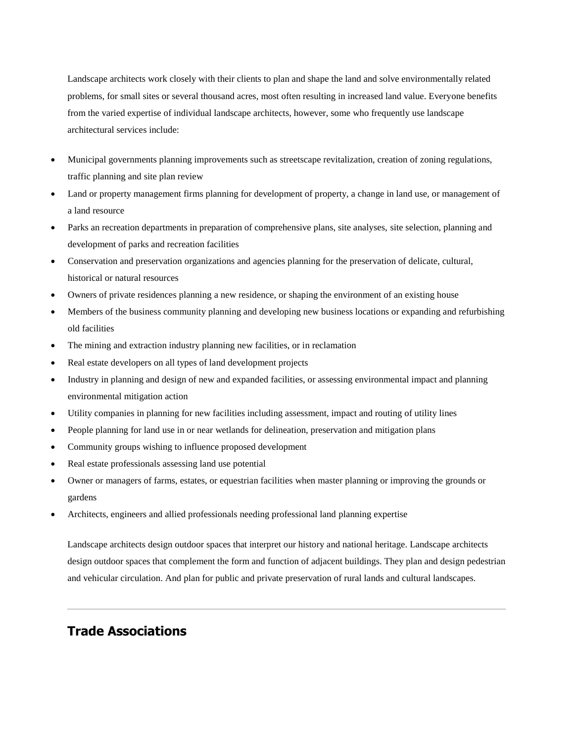Landscape architects work closely with their clients to plan and shape the land and solve environmentally related problems, for small sites or several thousand acres, most often resulting in increased land value. Everyone benefits from the varied expertise of individual landscape architects, however, some who frequently use landscape architectural services include:

- Municipal governments planning improvements such as streetscape revitalization, creation of zoning regulations, traffic planning and site plan review
- Land or property management firms planning for development of property, a change in land use, or management of a land resource
- Parks an recreation departments in preparation of comprehensive plans, site analyses, site selection, planning and development of parks and recreation facilities
- Conservation and preservation organizations and agencies planning for the preservation of delicate, cultural, historical or natural resources
- Owners of private residences planning a new residence, or shaping the environment of an existing house
- Members of the business community planning and developing new business locations or expanding and refurbishing old facilities
- The mining and extraction industry planning new facilities, or in reclamation
- Real estate developers on all types of land development projects
- Industry in planning and design of new and expanded facilities, or assessing environmental impact and planning environmental mitigation action
- Utility companies in planning for new facilities including assessment, impact and routing of utility lines
- People planning for land use in or near wetlands for delineation, preservation and mitigation plans
- Community groups wishing to influence proposed development
- Real estate professionals assessing land use potential
- Owner or managers of farms, estates, or equestrian facilities when master planning or improving the grounds or gardens
- Architects, engineers and allied professionals needing professional land planning expertise

Landscape architects design outdoor spaces that interpret our history and national heritage. Landscape architects design outdoor spaces that complement the form and function of adjacent buildings. They plan and design pedestrian and vehicular circulation. And plan for public and private preservation of rural lands and cultural landscapes.

---

## Trade Associations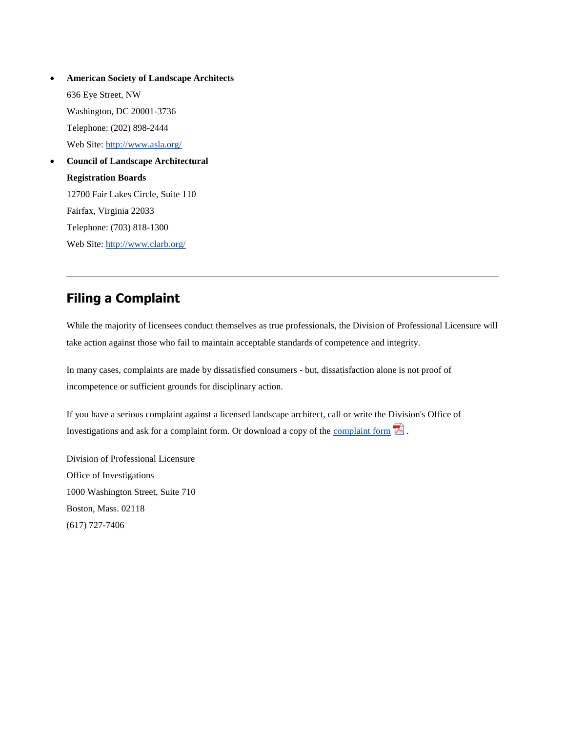- **American Society of Landscape Architects**
  636 Eye Street, NW
  Washington, DC 20001-3736
  Telephone: (202) 898-2444
  Web Site: http://www.asla.org/
- **Council of Landscape Architectural Registration Boards**
  12700 Fair Lakes Circle, Suite 110
  Fairfax, Virginia 22033
  Telephone: (703) 818-1300
  Web Site: http://www.clarb.org/

---

## Filing a Complaint

While the majority of licensees conduct themselves as true professionals, the Division of Professional Licensure will take action against those who fail to maintain acceptable standards of competence and integrity.

In many cases, complaints are made by dissatisfied consumers - but, dissatisfaction alone is not proof of incompetence or sufficient grounds for disciplinary action.

If you have a serious complaint against a licensed landscape architect, call or write the Division's Office of Investigations and ask for a complaint form. Or download a copy of the complaint form .

Division of Professional Licensure
Office of Investigations
1000 Washington Street, Suite 710
Boston, Mass. 02118
(617) 727-7406